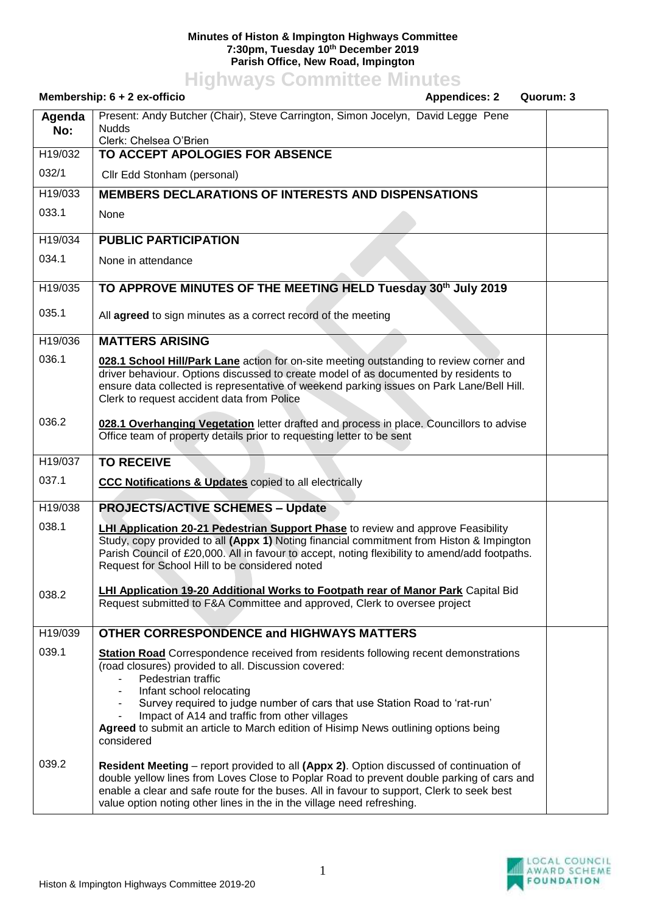**Minutes of Histon & Impington Highways Committee**
**7:30pm, Tuesday 10th December 2019**
**Parish Office, New Road, Impington**

# Highways Committee Minutes

**Membership: 6 + 2 ex-officio** **Appendices: 2** **Quorum: 3**

| Agenda No: | Present: Andy Butcher (Chair), Steve Carrington, Simon Jocelyn, David Legge Pene Nudds<br>Clerk: Chelsea O'Brien | |
|---|---|---|
| H19/032 | **TO ACCEPT APOLOGIES FOR ABSENCE** | |
| 032/1 | Cllr Edd Stonham (personal) | |
| H19/033 | **MEMBERS DECLARATIONS OF INTERESTS AND DISPENSATIONS** | |
| 033.1 | None | |
| H19/034 | **PUBLIC PARTICIPATION** | |
| 034.1 | None in attendance | |
| H19/035 | **TO APPROVE MINUTES OF THE MEETING HELD Tuesday 30th July 2019** | |
| 035.1 | All **agreed** to sign minutes as a correct record of the meeting | |
| H19/036 | **MATTERS ARISING** | |
| 036.1 | **028.1 School Hill/Park Lane** action for on-site meeting outstanding to review corner and driver behaviour. Options discussed to create model of as documented by residents to ensure data collected is representative of weekend parking issues on Park Lane/Bell Hill. Clerk to request accident data from Police | |
| 036.2 | **028.1 Overhanging Vegetation** letter drafted and process in place. Councillors to advise Office team of property details prior to requesting letter to be sent | |
| H19/037 | **TO RECEIVE** | |
| 037.1 | **CCC Notifications & Updates** copied to all electrically | |
| H19/038 | **PROJECTS/ACTIVE SCHEMES – Update** | |
| 038.1 | **LHI Application 20-21 Pedestrian Support Phase** to review and approve Feasibility Study, copy provided to all **(Appx 1)** Noting financial commitment from Histon & Impington Parish Council of £20,000. All in favour to accept, noting flexibility to amend/add footpaths. Request for School Hill to be considered noted | |
| 038.2 | **LHI Application 19-20 Additional Works to Footpath rear of Manor Park** Capital Bid Request submitted to F&A Committee and approved, Clerk to oversee project | |
| H19/039 | **OTHER CORRESPONDENCE and HIGHWAYS MATTERS** | |
| 039.1 | **Station Road** Correspondence received from residents following recent demonstrations (road closures) provided to all. Discussion covered:<br>- Pedestrian traffic<br>- Infant school relocating<br>- Survey required to judge number of cars that use Station Road to 'rat-run'<br>- Impact of A14 and traffic from other villages<br>**Agreed** to submit an article to March edition of Hisimp News outlining options being considered | |
| 039.2 | **Resident Meeting** – report provided to all **(Appx 2)**. Option discussed of continuation of double yellow lines from Loves Close to Poplar Road to prevent double parking of cars and enable a clear and safe route for the buses. All in favour to support, Clerk to seek best value option noting other lines in the in the village need refreshing. | |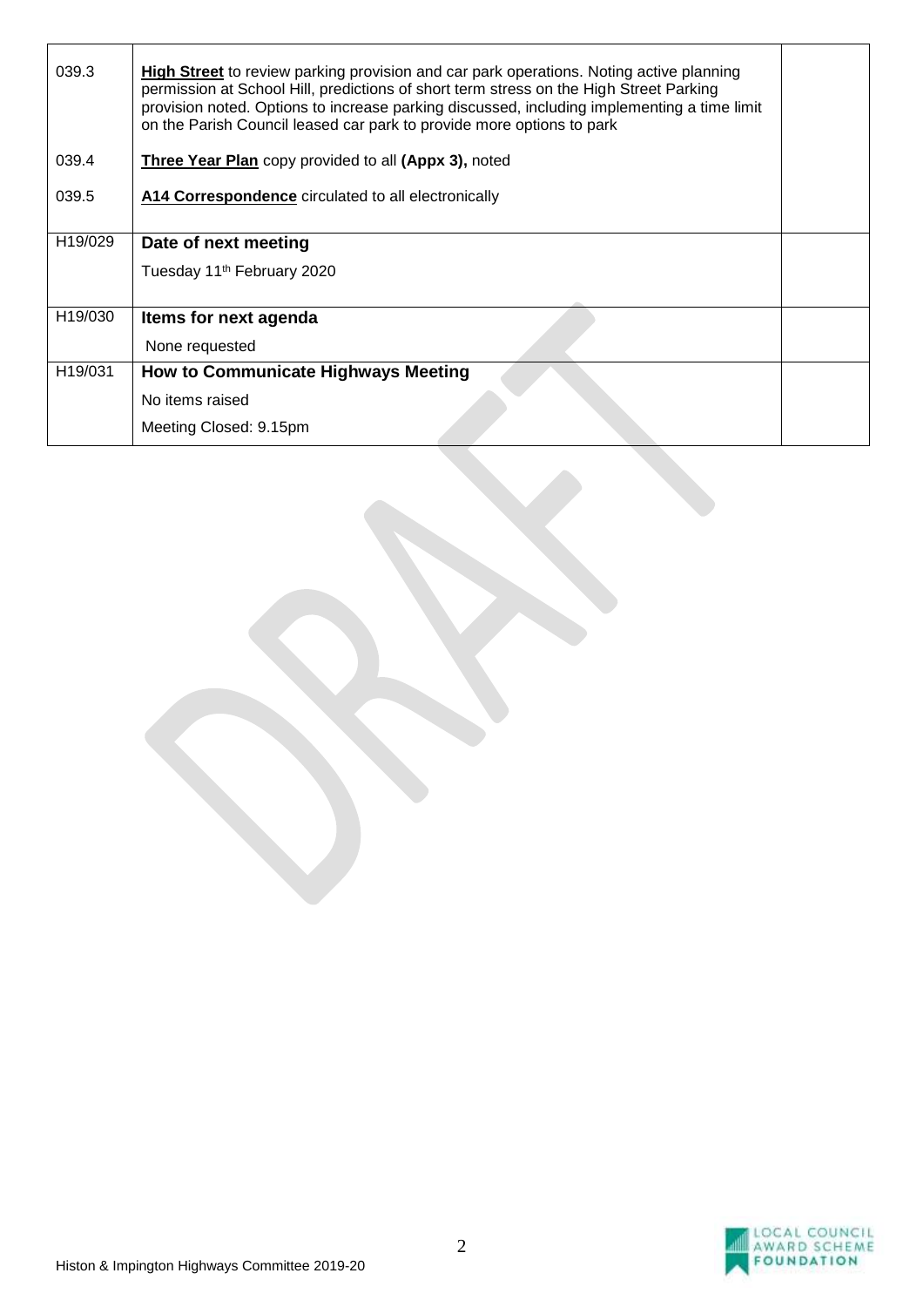| | | |
|---|---|---|
| 039.3 | **High Street** to review parking provision and car park operations. Noting active planning permission at School Hill, predictions of short term stress on the High Street Parking provision noted. Options to increase parking discussed, including implementing a time limit on the Parish Council leased car park to provide more options to park | |
| 039.4 | **Three Year Plan** copy provided to all **(Appx 3),** noted | |
| 039.5 | **A14 Correspondence** circulated to all electronically | |
| H19/029 | **Date of next meeting**<br>Tuesday 11th February 2020 | |
| H19/030 | **Items for next agenda**<br>None requested | |
| H19/031 | **How to Communicate Highways Meeting**<br>No items raised<br>Meeting Closed: 9.15pm | |

DRAFT